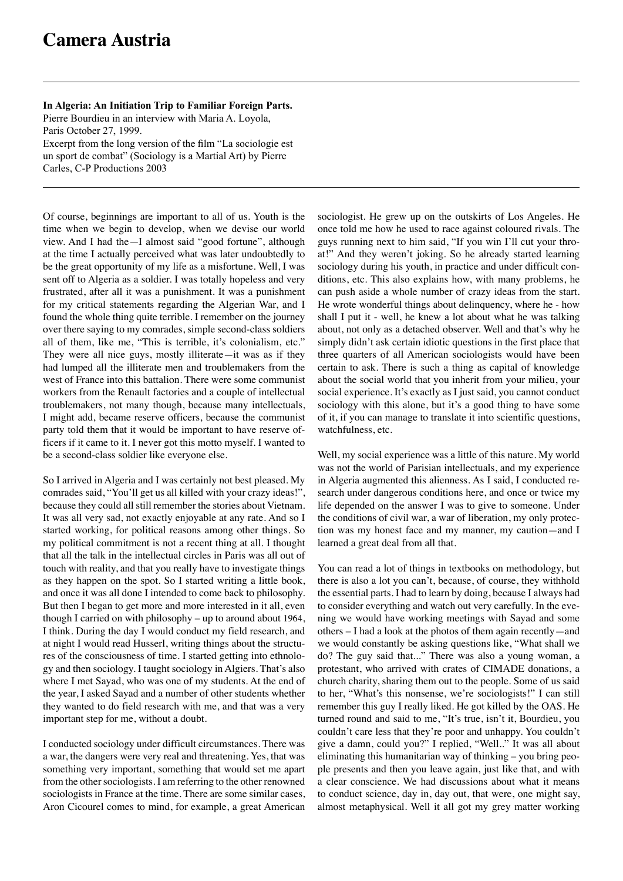# Camera Austria

**In Algeria: An Initiation Trip to Familiar Foreign Parts.**
Pierre Bourdieu in an interview with Maria A. Loyola,
Paris October 27, 1999.
Excerpt from the long version of the film "La sociologie est un sport de combat" (Sociology is a Martial Art) by Pierre Carles, C-P Productions 2003

---

Of course, beginnings are important to all of us. Youth is the time when we begin to develop, when we devise our world view. And I had the—I almost said "good fortune", although at the time I actually perceived what was later undoubtedly to be the great opportunity of my life as a misfortune. Well, I was sent off to Algeria as a soldier. I was totally hopeless and very frustrated, after all it was a punishment. It was a punishment for my critical statements regarding the Algerian War, and I found the whole thing quite terrible. I remember on the journey over there saying to my comrades, simple second-class soldiers all of them, like me, "This is terrible, it's colonialism, etc." They were all nice guys, mostly illiterate—it was as if they had lumped all the illiterate men and troublemakers from the west of France into this battalion. There were some communist workers from the Renault factories and a couple of intellectual troublemakers, not many though, because many intellectuals, I might add, became reserve officers, because the communist party told them that it would be important to have reserve officers if it came to it. I never got this motto myself. I wanted to be a second-class soldier like everyone else.

So I arrived in Algeria and I was certainly not best pleased. My comrades said, "You'll get us all killed with your crazy ideas!", because they could all still remember the stories about Vietnam. It was all very sad, not exactly enjoyable at any rate. And so I started working, for political reasons among other things. So my political commitment is not a recent thing at all. I thought that all the talk in the intellectual circles in Paris was all out of touch with reality, and that you really have to investigate things as they happen on the spot. So I started writing a little book, and once it was all done I intended to come back to philosophy. But then I began to get more and more interested in it all, even though I carried on with philosophy – up to around about 1964, I think. During the day I would conduct my field research, and at night I would read Husserl, writing things about the structures of the consciousness of time. I started getting into ethnology and then sociology. I taught sociology in Algiers. That's also where I met Sayad, who was one of my students. At the end of the year, I asked Sayad and a number of other students whether they wanted to do field research with me, and that was a very important step for me, without a doubt.

I conducted sociology under difficult circumstances. There was a war, the dangers were very real and threatening. Yes, that was something very important, something that would set me apart from the other sociologists. I am referring to the other renowned sociologists in France at the time. There are some similar cases, Aron Cicourel comes to mind, for example, a great American sociologist. He grew up on the outskirts of Los Angeles. He once told me how he used to race against coloured rivals. The guys running next to him said, "If you win I'll cut your throat!" And they weren't joking. So he already started learning sociology during his youth, in practice and under difficult conditions, etc. This also explains how, with many problems, he can push aside a whole number of crazy ideas from the start. He wrote wonderful things about delinquency, where he - how shall I put it - well, he knew a lot about what he was talking about, not only as a detached observer. Well and that's why he simply didn't ask certain idiotic questions in the first place that three quarters of all American sociologists would have been certain to ask. There is such a thing as capital of knowledge about the social world that you inherit from your milieu, your social experience. It's exactly as I just said, you cannot conduct sociology with this alone, but it's a good thing to have some of it, if you can manage to translate it into scientific questions, watchfulness, etc.

Well, my social experience was a little of this nature. My world was not the world of Parisian intellectuals, and my experience in Algeria augmented this alienness. As I said, I conducted research under dangerous conditions here, and once or twice my life depended on the answer I was to give to someone. Under the conditions of civil war, a war of liberation, my only protection was my honest face and my manner, my caution—and I learned a great deal from all that.

You can read a lot of things in textbooks on methodology, but there is also a lot you can't, because, of course, they withhold the essential parts. I had to learn by doing, because I always had to consider everything and watch out very carefully. In the evening we would have working meetings with Sayad and some others – I had a look at the photos of them again recently—and we would constantly be asking questions like, "What shall we do? The guy said that..." There was also a young woman, a protestant, who arrived with crates of CIMADE donations, a church charity, sharing them out to the people. Some of us said to her, "What's this nonsense, we're sociologists!" I can still remember this guy I really liked. He got killed by the OAS. He turned round and said to me, "It's true, isn't it, Bourdieu, you couldn't care less that they're poor and unhappy. You couldn't give a damn, could you?" I replied, "Well.." It was all about eliminating this humanitarian way of thinking – you bring people presents and then you leave again, just like that, and with a clear conscience. We had discussions about what it means to conduct science, day in, day out, that were, one might say, almost metaphysical. Well it all got my grey matter working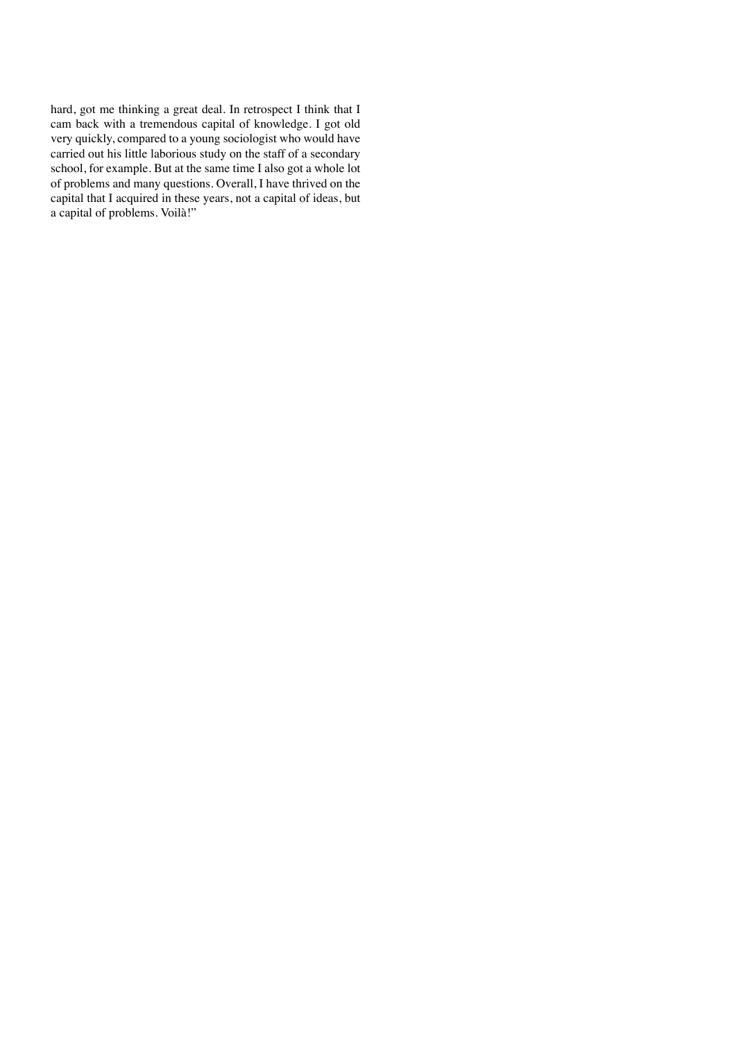hard, got me thinking a great deal. In retrospect I think that I cam back with a tremendous capital of knowledge. I got old very quickly, compared to a young sociologist who would have carried out his little laborious study on the staff of a secondary school, for example. But at the same time I also got a whole lot of problems and many questions. Overall, I have thrived on the capital that I acquired in these years, not a capital of ideas, but a capital of problems. Voilà!"